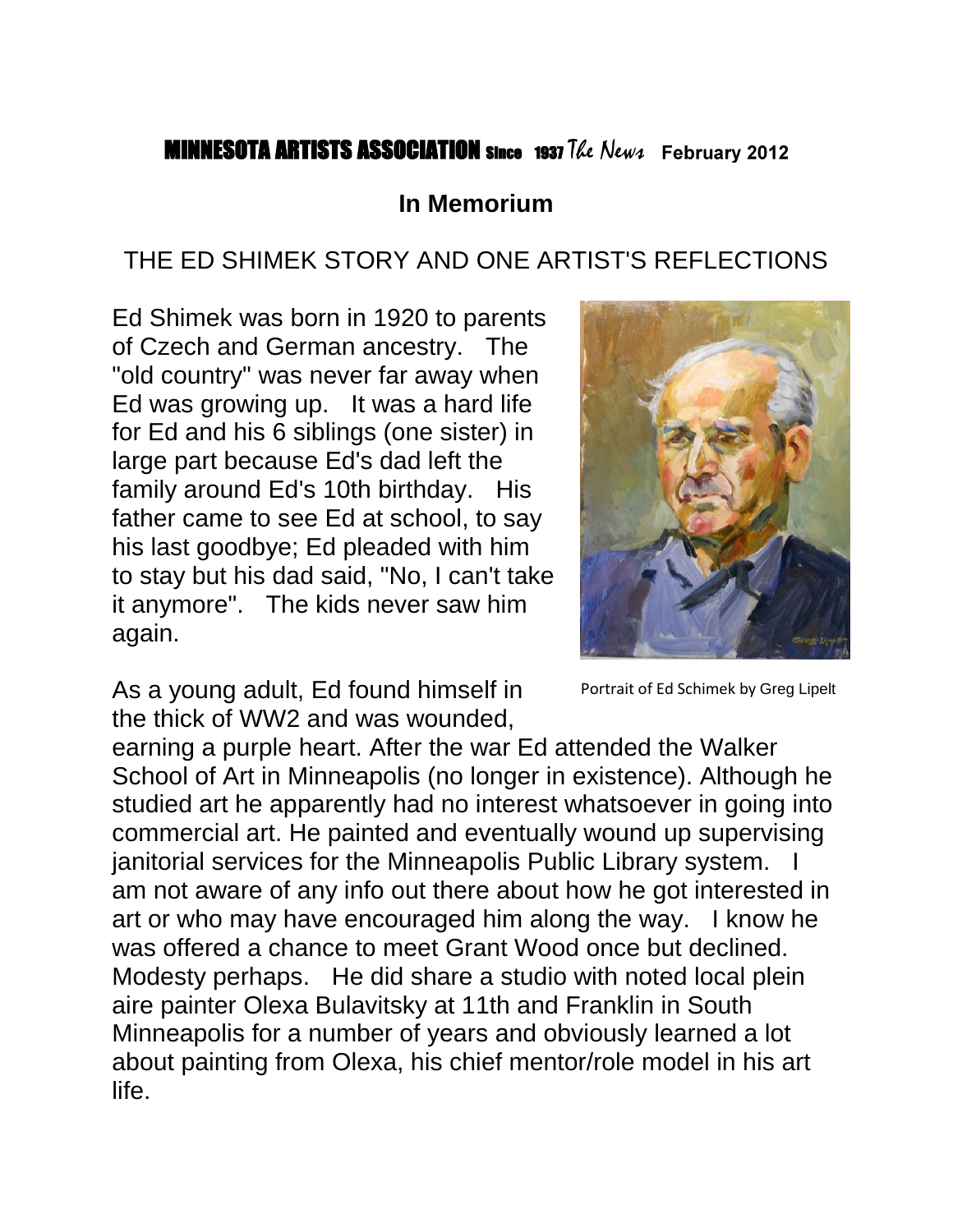MINNESOTA ARTISTS ASSOCIATION Since 1937 *The News* February 2012

## In Memorium

# THE ED SHIMEK STORY AND ONE ARTIST'S REFLECTIONS

Ed Shimek was born in 1920 to parents of Czech and German ancestry. The "old country" was never far away when Ed was growing up. It was a hard life for Ed and his 6 siblings (one sister) in large part because Ed's dad left the family around Ed's 10th birthday. His father came to see Ed at school, to say his last goodbye; Ed pleaded with him to stay but his dad said, "No, I can't take it anymore". The kids never saw him again.

Portrait of Ed Schimek by Greg Lipelt

As a young adult, Ed found himself in the thick of WW2 and was wounded, earning a purple heart. After the war Ed attended the Walker School of Art in Minneapolis (no longer in existence). Although he studied art he apparently had no interest whatsoever in going into commercial art. He painted and eventually wound up supervising janitorial services for the Minneapolis Public Library system. I am not aware of any info out there about how he got interested in art or who may have encouraged him along the way. I know he was offered a chance to meet Grant Wood once but declined. Modesty perhaps. He did share a studio with noted local plein aire painter Olexa Bulavitsky at 11th and Franklin in South Minneapolis for a number of years and obviously learned a lot about painting from Olexa, his chief mentor/role model in his art life.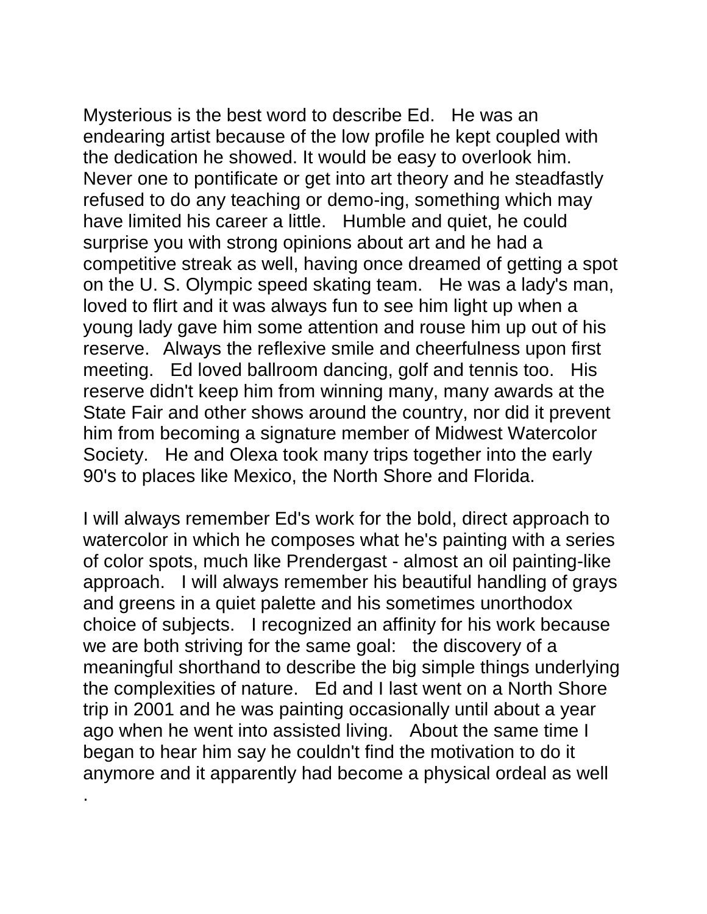Mysterious is the best word to describe Ed. He was an endearing artist because of the low profile he kept coupled with the dedication he showed. It would be easy to overlook him. Never one to pontificate or get into art theory and he steadfastly refused to do any teaching or demo-ing, something which may have limited his career a little. Humble and quiet, he could surprise you with strong opinions about art and he had a competitive streak as well, having once dreamed of getting a spot on the U. S. Olympic speed skating team. He was a lady's man, loved to flirt and it was always fun to see him light up when a young lady gave him some attention and rouse him up out of his reserve. Always the reflexive smile and cheerfulness upon first meeting. Ed loved ballroom dancing, golf and tennis too. His reserve didn't keep him from winning many, many awards at the State Fair and other shows around the country, nor did it prevent him from becoming a signature member of Midwest Watercolor Society. He and Olexa took many trips together into the early 90's to places like Mexico, the North Shore and Florida.

I will always remember Ed's work for the bold, direct approach to watercolor in which he composes what he's painting with a series of color spots, much like Prendergast - almost an oil painting-like approach. I will always remember his beautiful handling of grays and greens in a quiet palette and his sometimes unorthodox choice of subjects. I recognized an affinity for his work because we are both striving for the same goal: the discovery of a meaningful shorthand to describe the big simple things underlying the complexities of nature. Ed and I last went on a North Shore trip in 2001 and he was painting occasionally until about a year ago when he went into assisted living. About the same time I began to hear him say he couldn't find the motivation to do it anymore and it apparently had become a physical ordeal as well .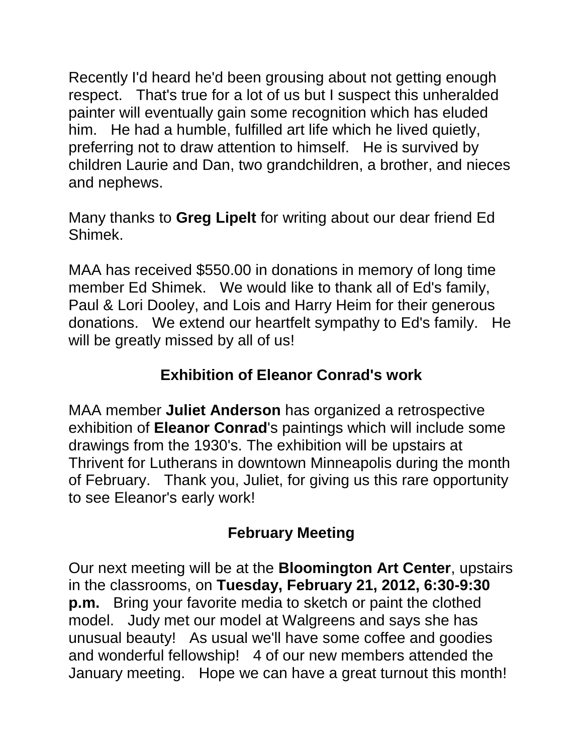Recently I'd heard he'd been grousing about not getting enough respect. That's true for a lot of us but I suspect this unheralded painter will eventually gain some recognition which has eluded him. He had a humble, fulfilled art life which he lived quietly, preferring not to draw attention to himself. He is survived by children Laurie and Dan, two grandchildren, a brother, and nieces and nephews.

Many thanks to **Greg Lipelt** for writing about our dear friend Ed Shimek.

MAA has received $550.00 in donations in memory of long time member Ed Shimek. We would like to thank all of Ed's family, Paul & Lori Dooley, and Lois and Harry Heim for their generous donations. We extend our heartfelt sympathy to Ed's family. He will be greatly missed by all of us!

## Exhibition of Eleanor Conrad's work

MAA member **Juliet Anderson** has organized a retrospective exhibition of **Eleanor Conrad**'s paintings which will include some drawings from the 1930's. The exhibition will be upstairs at Thrivent for Lutherans in downtown Minneapolis during the month of February. Thank you, Juliet, for giving us this rare opportunity to see Eleanor's early work!

## February Meeting

Our next meeting will be at the **Bloomington Art Center**, upstairs in the classrooms, on **Tuesday, February 21, 2012, 6:30-9:30 p.m.** Bring your favorite media to sketch or paint the clothed model. Judy met our model at Walgreens and says she has unusual beauty! As usual we'll have some coffee and goodies and wonderful fellowship! 4 of our new members attended the January meeting. Hope we can have a great turnout this month!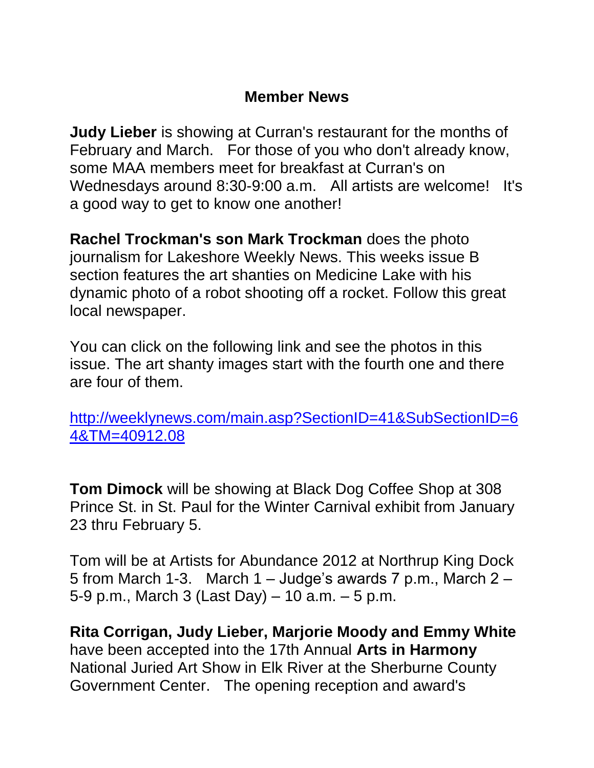## Member News

**Judy Lieber** is showing at Curran's restaurant for the months of February and March. For those of you who don't already know, some MAA members meet for breakfast at Curran's on Wednesdays around 8:30-9:00 a.m. All artists are welcome! It's a good way to get to know one another!

**Rachel Trockman's son Mark Trockman** does the photo journalism for Lakeshore Weekly News. This weeks issue B section features the art shanties on Medicine Lake with his dynamic photo of a robot shooting off a rocket. Follow this great local newspaper.

You can click on the following link and see the photos in this issue. The art shanty images start with the fourth one and there are four of them.

[http://weeklynews.com/main.asp?SectionID=41&SubSectionID=64&TM=40912.08](http://weeklynews.com/main.asp?SectionID=41&SubSectionID=64&TM=40912.08)

**Tom Dimock** will be showing at Black Dog Coffee Shop at 308 Prince St. in St. Paul for the Winter Carnival exhibit from January 23 thru February 5.

Tom will be at Artists for Abundance 2012 at Northrup King Dock 5 from March 1-3. March 1 – Judge's awards 7 p.m., March 2 – 5-9 p.m., March 3 (Last Day) – 10 a.m. – 5 p.m.

**Rita Corrigan, Judy Lieber, Marjorie Moody and Emmy White** have been accepted into the 17th Annual **Arts in Harmony** National Juried Art Show in Elk River at the Sherburne County Government Center. The opening reception and award's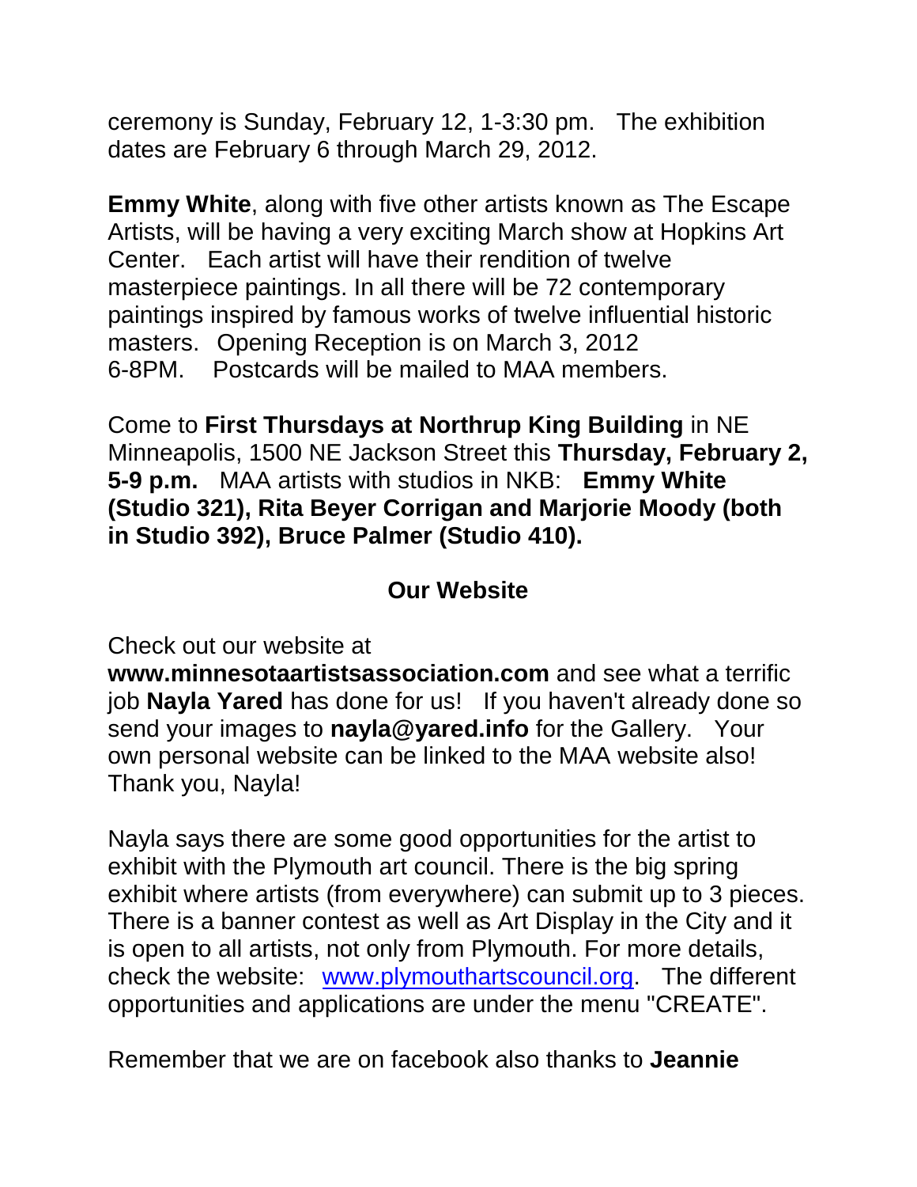ceremony is Sunday, February 12, 1-3:30 pm. The exhibition dates are February 6 through March 29, 2012.

**Emmy White**, along with five other artists known as The Escape Artists, will be having a very exciting March show at Hopkins Art Center. Each artist will have their rendition of twelve masterpiece paintings. In all there will be 72 contemporary paintings inspired by famous works of twelve influential historic masters. Opening Reception is on March 3, 2012 6-8PM. Postcards will be mailed to MAA members.

Come to **First Thursdays at Northrup King Building** in NE Minneapolis, 1500 NE Jackson Street this **Thursday, February 2, 5-9 p.m.** MAA artists with studios in NKB: **Emmy White (Studio 321), Rita Beyer Corrigan and Marjorie Moody (both in Studio 392), Bruce Palmer (Studio 410).**

## Our Website

Check out our website at **www.minnesotaartistsassociation.com** and see what a terrific job **Nayla Yared** has done for us! If you haven't already done so send your images to **nayla@yared.info** for the Gallery. Your own personal website can be linked to the MAA website also! Thank you, Nayla!

Nayla says there are some good opportunities for the artist to exhibit with the Plymouth art council. There is the big spring exhibit where artists (from everywhere) can submit up to 3 pieces. There is a banner contest as well as Art Display in the City and it is open to all artists, not only from Plymouth. For more details, check the website: [www.plymouthartscouncil.org](http://www.plymouthartscouncil.org). The different opportunities and applications are under the menu "CREATE".

Remember that we are on facebook also thanks to **Jeannie**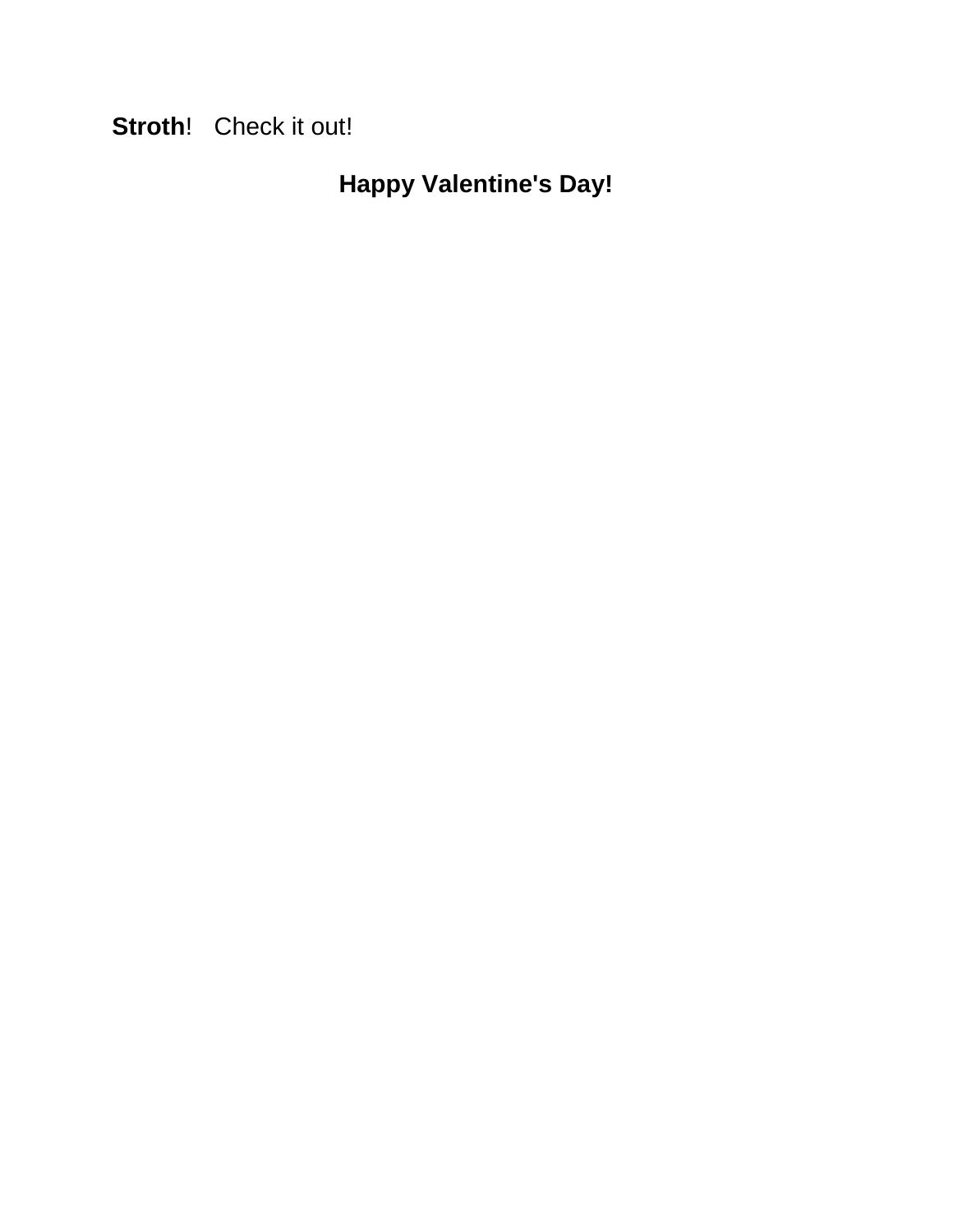**Stroth**!   Check it out!

**Happy Valentine's Day!**